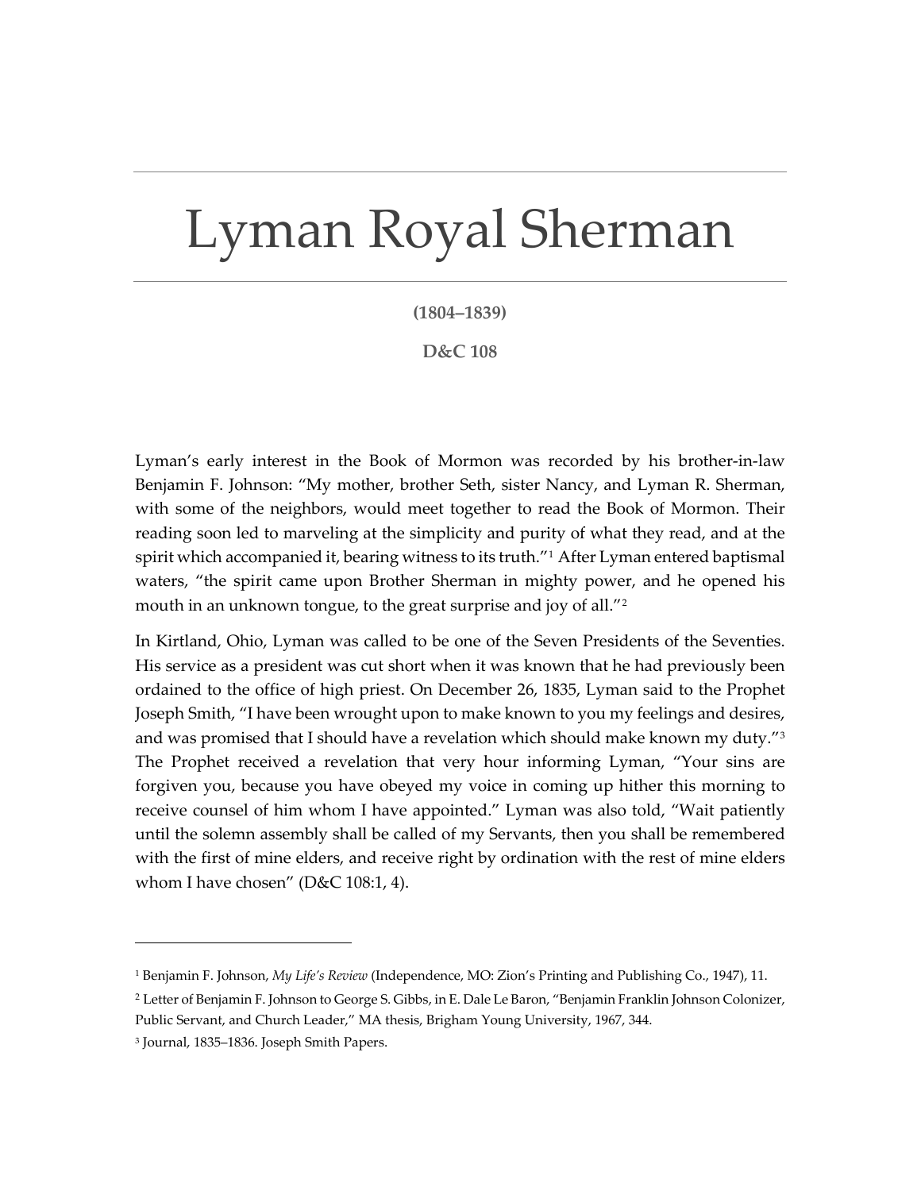# Lyman Royal Sherman

**(1804–1839)**

**D&C 108**

Lyman's early interest in the Book of Mormon was recorded by his brother-in-law Benjamin F. Johnson: "My mother, brother Seth, sister Nancy, and Lyman R. Sherman, with some of the neighbors, would meet together to read the Book of Mormon. Their reading soon led to marveling at the simplicity and purity of what they read, and at the spirit which accompanied it, bearing witness to its truth."[1] After Lyman entered baptismal waters, "the spirit came upon Brother Sherman in mighty power, and he opened his mouth in an unknown tongue, to the great surprise and joy of all."[2]

In Kirtland, Ohio, Lyman was called to be one of the Seven Presidents of the Seventies. His service as a president was cut short when it was known that he had previously been ordained to the office of high priest. On December 26, 1835, Lyman said to the Prophet Joseph Smith, "I have been wrought upon to make known to you my feelings and desires, and was promised that I should have a revelation which should make known my duty."[3] The Prophet received a revelation that very hour informing Lyman, "Your sins are forgiven you, because you have obeyed my voice in coming up hither this morning to receive counsel of him whom I have appointed." Lyman was also told, "Wait patiently until the solemn assembly shall be called of my Servants, then you shall be remembered with the first of mine elders, and receive right by ordination with the rest of mine elders whom I have chosen" (D&C 108:1, 4).

---

[1] Benjamin F. Johnson, *My Life's Review* (Independence, MO: Zion's Printing and Publishing Co., 1947), 11.

[2] Letter of Benjamin F. Johnson to George S. Gibbs, in E. Dale Le Baron, "Benjamin Franklin Johnson Colonizer, Public Servant, and Church Leader," MA thesis, Brigham Young University, 1967, 344.

[3] Journal, 1835–1836. Joseph Smith Papers.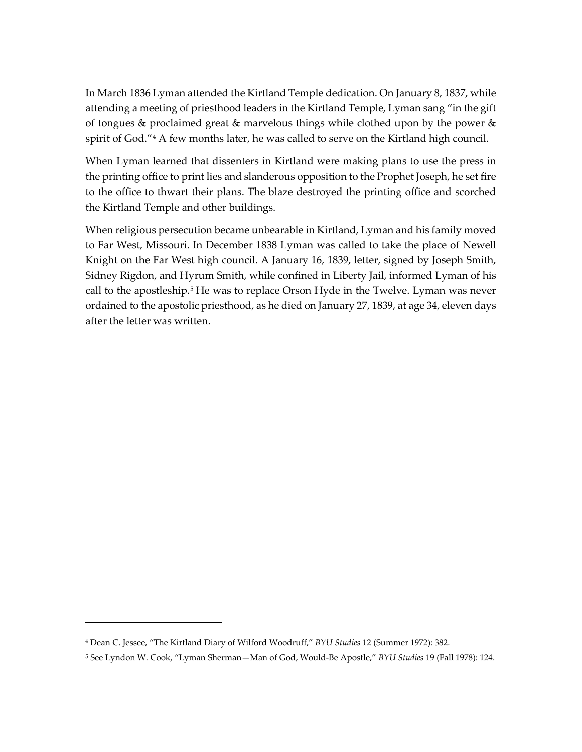In March 1836 Lyman attended the Kirtland Temple dedication. On January 8, 1837, while attending a meeting of priesthood leaders in the Kirtland Temple, Lyman sang "in the gift of tongues & proclaimed great & marvelous things while clothed upon by the power & spirit of God."[4] A few months later, he was called to serve on the Kirtland high council.

When Lyman learned that dissenters in Kirtland were making plans to use the press in the printing office to print lies and slanderous opposition to the Prophet Joseph, he set fire to the office to thwart their plans. The blaze destroyed the printing office and scorched the Kirtland Temple and other buildings.

When religious persecution became unbearable in Kirtland, Lyman and his family moved to Far West, Missouri. In December 1838 Lyman was called to take the place of Newell Knight on the Far West high council. A January 16, 1839, letter, signed by Joseph Smith, Sidney Rigdon, and Hyrum Smith, while confined in Liberty Jail, informed Lyman of his call to the apostleship.[5] He was to replace Orson Hyde in the Twelve. Lyman was never ordained to the apostolic priesthood, as he died on January 27, 1839, at age 34, eleven days after the letter was written.

---

[4] Dean C. Jessee, "The Kirtland Diary of Wilford Woodruff," *BYU Studies* 12 (Summer 1972): 382.

[5] See Lyndon W. Cook, "Lyman Sherman—Man of God, Would-Be Apostle," *BYU Studies* 19 (Fall 1978): 124.